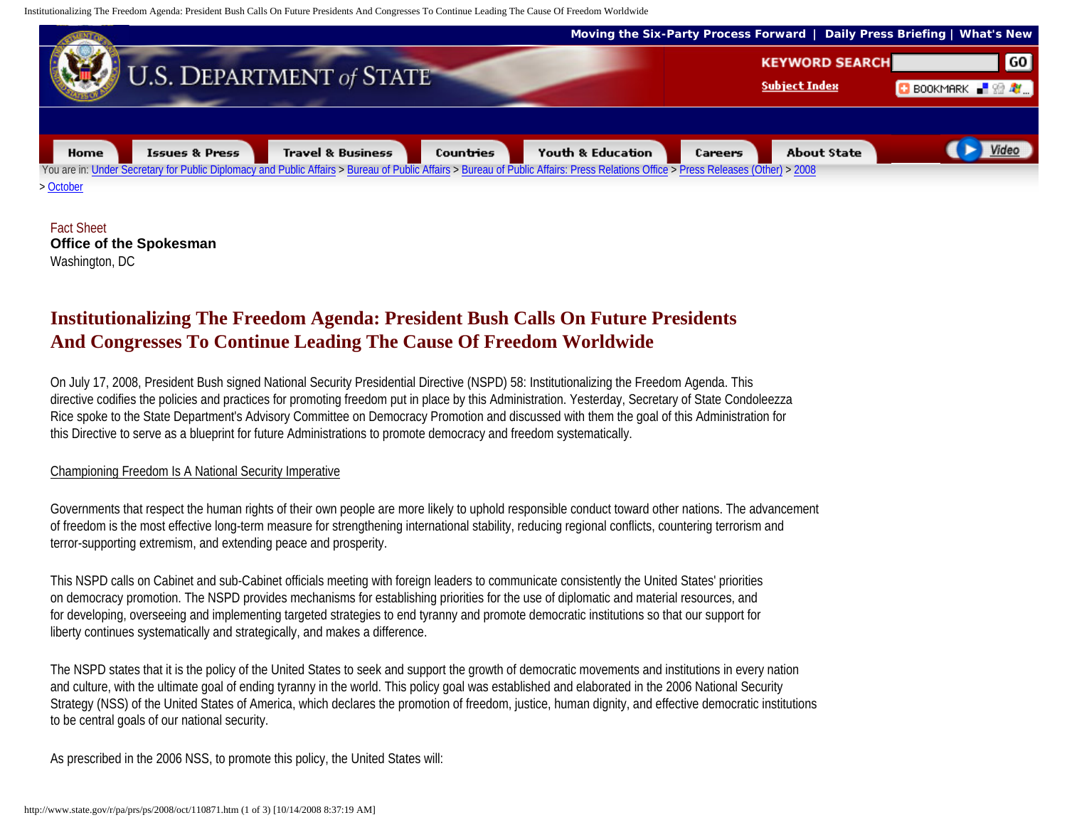Moving the Six-Party Process Forward | Daily Press Briefing | What's New

U.S. DEPARTMENT of STATE

KEYWORD SEARCH GO

Subject Index

Home | Issues & Press | Travel & Business | Countries | Youth & Education | Careers | About State | Video

You are in: Under Secretary for Public Diplomacy and Public Affairs > Bureau of Public Affairs > Bureau of Public Affairs: Press Relations Office > Press Releases (Other) > 2008 > October

Fact Sheet
**Office of the Spokesman**
Washington, DC

# Institutionalizing The Freedom Agenda: President Bush Calls On Future Presidents And Congresses To Continue Leading The Cause Of Freedom Worldwide

On July 17, 2008, President Bush signed National Security Presidential Directive (NSPD) 58: Institutionalizing the Freedom Agenda. This directive codifies the policies and practices for promoting freedom put in place by this Administration. Yesterday, Secretary of State Condoleezza Rice spoke to the State Department's Advisory Committee on Democracy Promotion and discussed with them the goal of this Administration for this Directive to serve as a blueprint for future Administrations to promote democracy and freedom systematically.

## Championing Freedom Is A National Security Imperative

Governments that respect the human rights of their own people are more likely to uphold responsible conduct toward other nations. The advancement of freedom is the most effective long-term measure for strengthening international stability, reducing regional conflicts, countering terrorism and terror-supporting extremism, and extending peace and prosperity.

This NSPD calls on Cabinet and sub-Cabinet officials meeting with foreign leaders to communicate consistently the United States' priorities on democracy promotion. The NSPD provides mechanisms for establishing priorities for the use of diplomatic and material resources, and for developing, overseeing and implementing targeted strategies to end tyranny and promote democratic institutions so that our support for liberty continues systematically and strategically, and makes a difference.

The NSPD states that it is the policy of the United States to seek and support the growth of democratic movements and institutions in every nation and culture, with the ultimate goal of ending tyranny in the world. This policy goal was established and elaborated in the 2006 National Security Strategy (NSS) of the United States of America, which declares the promotion of freedom, justice, human dignity, and effective democratic institutions to be central goals of our national security.

As prescribed in the 2006 NSS, to promote this policy, the United States will: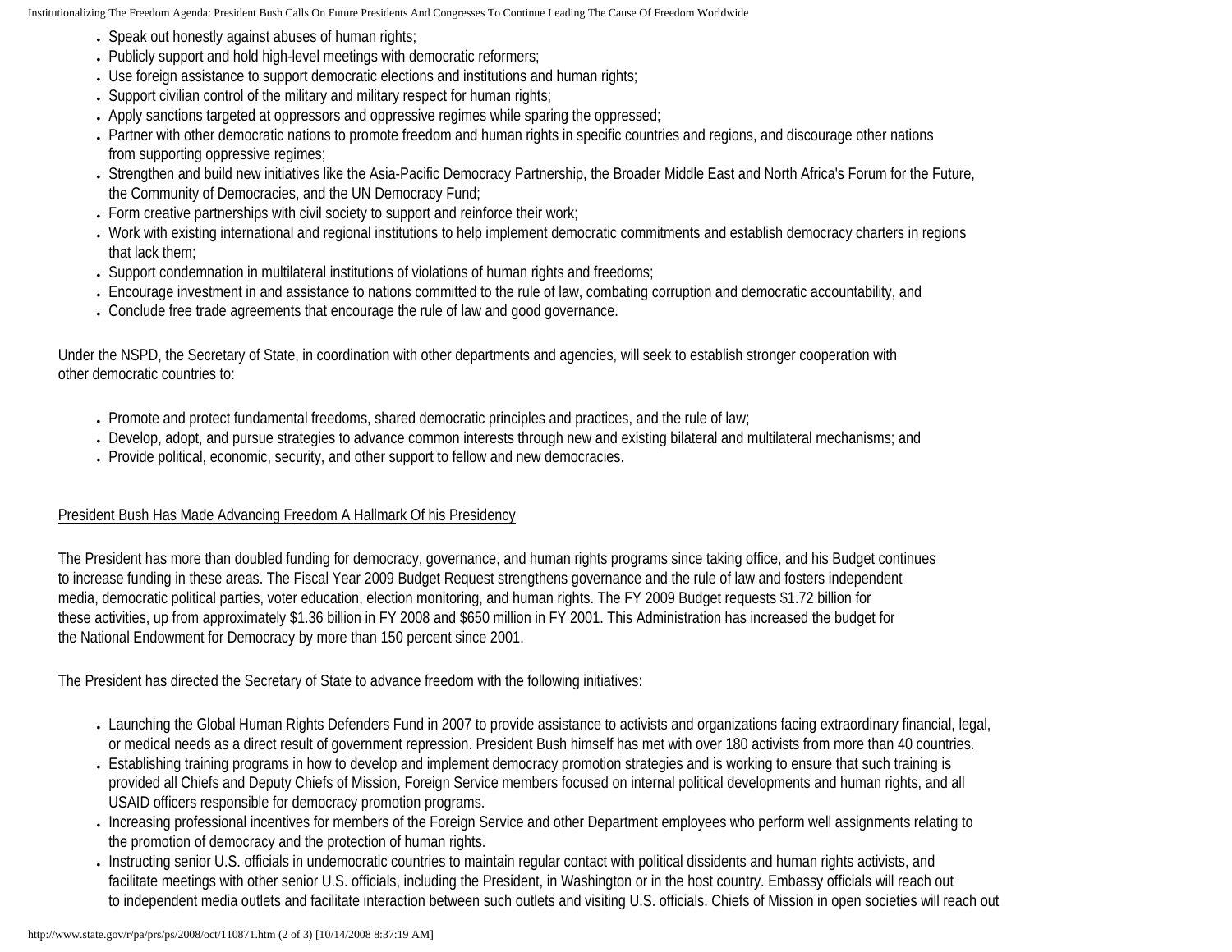- Speak out honestly against abuses of human rights;
- Publicly support and hold high-level meetings with democratic reformers;
- Use foreign assistance to support democratic elections and institutions and human rights;
- Support civilian control of the military and military respect for human rights;
- Apply sanctions targeted at oppressors and oppressive regimes while sparing the oppressed;
- Partner with other democratic nations to promote freedom and human rights in specific countries and regions, and discourage other nations from supporting oppressive regimes;
- Strengthen and build new initiatives like the Asia-Pacific Democracy Partnership, the Broader Middle East and North Africa's Forum for the Future, the Community of Democracies, and the UN Democracy Fund;
- Form creative partnerships with civil society to support and reinforce their work;
- Work with existing international and regional institutions to help implement democratic commitments and establish democracy charters in regions that lack them;
- Support condemnation in multilateral institutions of violations of human rights and freedoms;
- Encourage investment in and assistance to nations committed to the rule of law, combating corruption and democratic accountability, and
- Conclude free trade agreements that encourage the rule of law and good governance.

Under the NSPD, the Secretary of State, in coordination with other departments and agencies, will seek to establish stronger cooperation with other democratic countries to:

- Promote and protect fundamental freedoms, shared democratic principles and practices, and the rule of law;
- Develop, adopt, and pursue strategies to advance common interests through new and existing bilateral and multilateral mechanisms; and
- Provide political, economic, security, and other support to fellow and new democracies.

## President Bush Has Made Advancing Freedom A Hallmark Of his Presidency

The President has more than doubled funding for democracy, governance, and human rights programs since taking office, and his Budget continues to increase funding in these areas. The Fiscal Year 2009 Budget Request strengthens governance and the rule of law and fosters independent media, democratic political parties, voter education, election monitoring, and human rights. The FY 2009 Budget requests $1.72 billion for these activities, up from approximately $1.36 billion in FY 2008 and $650 million in FY 2001. This Administration has increased the budget for the National Endowment for Democracy by more than 150 percent since 2001.

The President has directed the Secretary of State to advance freedom with the following initiatives:

- Launching the Global Human Rights Defenders Fund in 2007 to provide assistance to activists and organizations facing extraordinary financial, legal, or medical needs as a direct result of government repression. President Bush himself has met with over 180 activists from more than 40 countries.
- Establishing training programs in how to develop and implement democracy promotion strategies and is working to ensure that such training is provided all Chiefs and Deputy Chiefs of Mission, Foreign Service members focused on internal political developments and human rights, and all USAID officers responsible for democracy promotion programs.
- Increasing professional incentives for members of the Foreign Service and other Department employees who perform well assignments relating to the promotion of democracy and the protection of human rights.
- Instructing senior U.S. officials in undemocratic countries to maintain regular contact with political dissidents and human rights activists, and facilitate meetings with other senior U.S. officials, including the President, in Washington or in the host country. Embassy officials will reach out to independent media outlets and facilitate interaction between such outlets and visiting U.S. officials. Chiefs of Mission in open societies will reach out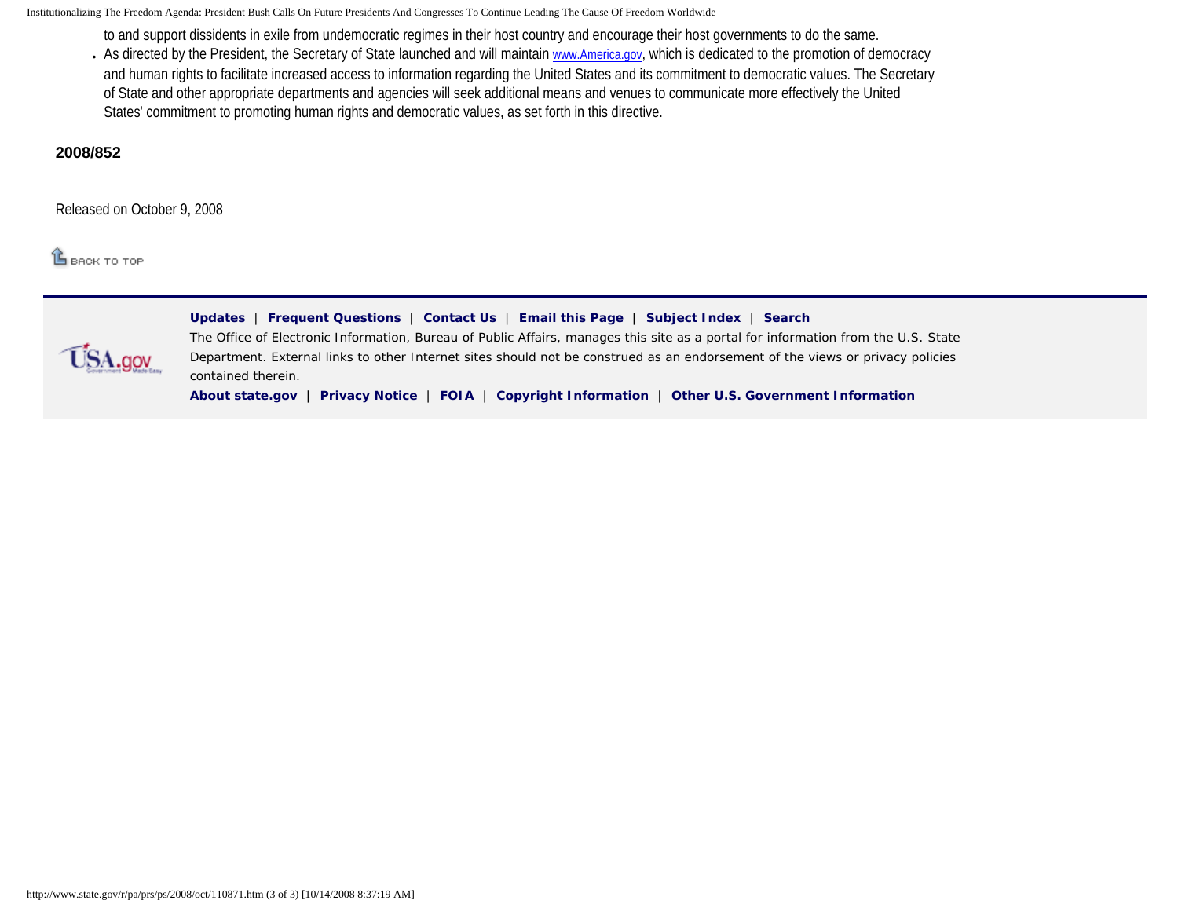to and support dissidents in exile from undemocratic regimes in their host country and encourage their host governments to do the same.

- As directed by the President, the Secretary of State launched and will maintain www.America.gov, which is dedicated to the promotion of democracy and human rights to facilitate increased access to information regarding the United States and its commitment to democratic values. The Secretary of State and other appropriate departments and agencies will seek additional means and venues to communicate more effectively the United States' commitment to promoting human rights and democratic values, as set forth in this directive.

**2008/852**

Released on October 9, 2008

BACK TO TOP

**Updates** | **Frequent Questions** | **Contact Us** | **Email this Page** | **Subject Index** | **Search**

The Office of Electronic Information, Bureau of Public Affairs, manages this site as a portal for information from the U.S. State Department. External links to other Internet sites should not be construed as an endorsement of the views or privacy policies contained therein.

**About state.gov** | **Privacy Notice** | **FOIA** | **Copyright Information** | **Other U.S. Government Information**